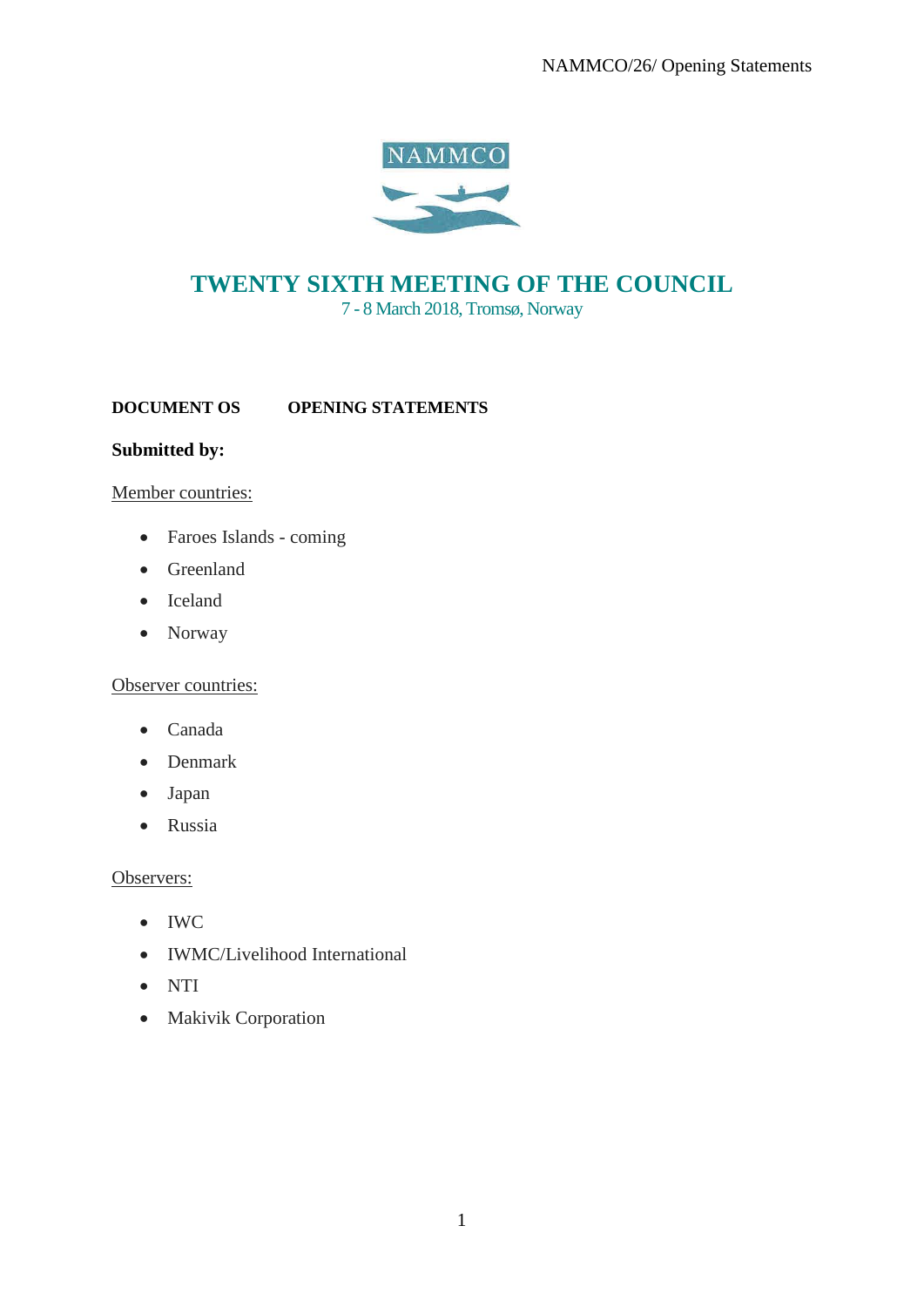# TWENTY SIXTH MEETING OF THE COUNCIL

7 - 8 March 2018, Tromsø, Norway

**DOCUMENT OS      OPENING STATEMENTS**

**Submitted by:**

Member countries:

- Faroes Islands - coming
- Greenland
- Iceland
- Norway

Observer countries:

- Canada
- Denmark
- Japan
- Russia

Observers:

- IWC
- IWMC/Livelihood International
- NTI
- Makivik Corporation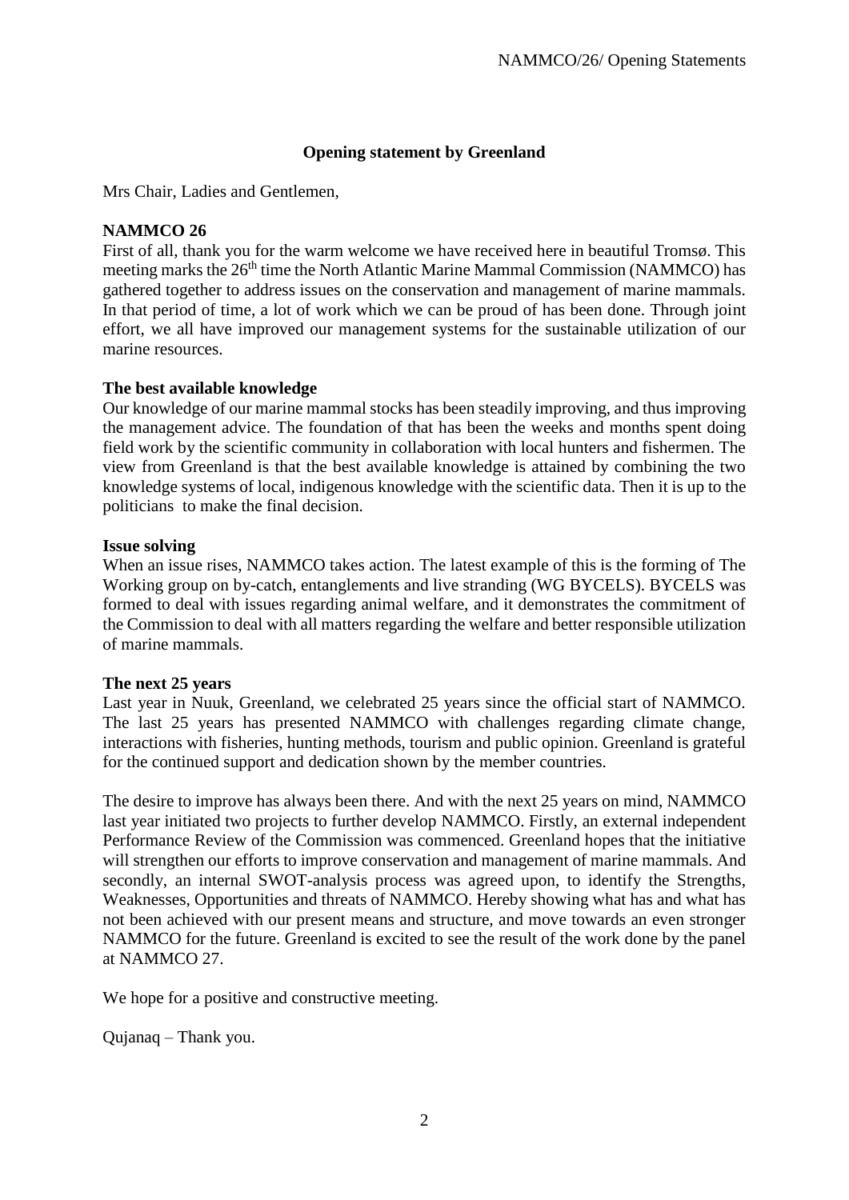### Opening statement by Greenland

Mrs Chair, Ladies and Gentlemen,

**NAMMCO 26**

First of all, thank you for the warm welcome we have received here in beautiful Tromsø. This meeting marks the 26th time the North Atlantic Marine Mammal Commission (NAMMCO) has gathered together to address issues on the conservation and management of marine mammals. In that period of time, a lot of work which we can be proud of has been done. Through joint effort, we all have improved our management systems for the sustainable utilization of our marine resources.

**The best available knowledge**

Our knowledge of our marine mammal stocks has been steadily improving, and thus improving the management advice. The foundation of that has been the weeks and months spent doing field work by the scientific community in collaboration with local hunters and fishermen. The view from Greenland is that the best available knowledge is attained by combining the two knowledge systems of local, indigenous knowledge with the scientific data. Then it is up to the politicians to make the final decision.

**Issue solving**

When an issue rises, NAMMCO takes action. The latest example of this is the forming of The Working group on by-catch, entanglements and live stranding (WG BYCELS). BYCELS was formed to deal with issues regarding animal welfare, and it demonstrates the commitment of the Commission to deal with all matters regarding the welfare and better responsible utilization of marine mammals.

**The next 25 years**

Last year in Nuuk, Greenland, we celebrated 25 years since the official start of NAMMCO. The last 25 years has presented NAMMCO with challenges regarding climate change, interactions with fisheries, hunting methods, tourism and public opinion. Greenland is grateful for the continued support and dedication shown by the member countries.

The desire to improve has always been there. And with the next 25 years on mind, NAMMCO last year initiated two projects to further develop NAMMCO. Firstly, an external independent Performance Review of the Commission was commenced. Greenland hopes that the initiative will strengthen our efforts to improve conservation and management of marine mammals. And secondly, an internal SWOT-analysis process was agreed upon, to identify the Strengths, Weaknesses, Opportunities and threats of NAMMCO. Hereby showing what has and what has not been achieved with our present means and structure, and move towards an even stronger NAMMCO for the future. Greenland is excited to see the result of the work done by the panel at NAMMCO 27.

We hope for a positive and constructive meeting.

Qujanaq – Thank you.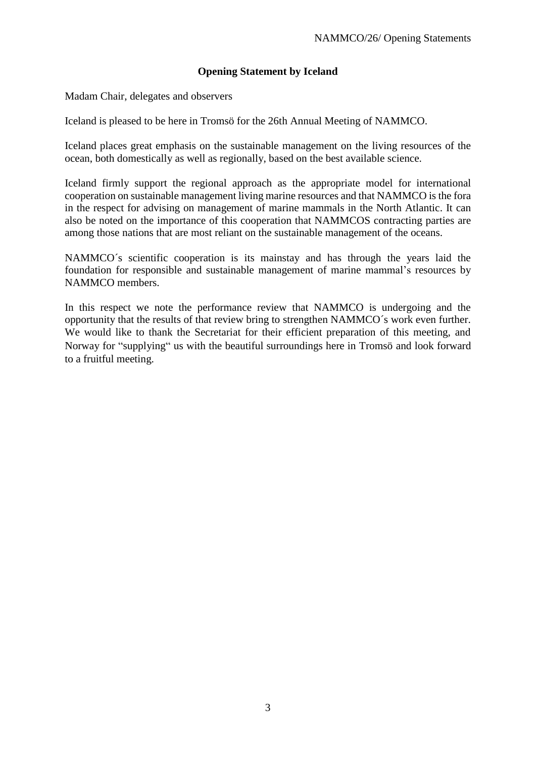## Opening Statement by Iceland

Madam Chair, delegates and observers

Iceland is pleased to be here in Tromsö for the 26th Annual Meeting of NAMMCO.

Iceland places great emphasis on the sustainable management on the living resources of the ocean, both domestically as well as regionally, based on the best available science.

Iceland firmly support the regional approach as the appropriate model for international cooperation on sustainable management living marine resources and that NAMMCO is the fora in the respect for advising on management of marine mammals in the North Atlantic. It can also be noted on the importance of this cooperation that NAMMCOS contracting parties are among those nations that are most reliant on the sustainable management of the oceans.

NAMMCO´s scientific cooperation is its mainstay and has through the years laid the foundation for responsible and sustainable management of marine mammal's resources by NAMMCO members.

In this respect we note the performance review that NAMMCO is undergoing and the opportunity that the results of that review bring to strengthen NAMMCO´s work even further. We would like to thank the Secretariat for their efficient preparation of this meeting, and Norway for "supplying" us with the beautiful surroundings here in Tromsö and look forward to a fruitful meeting.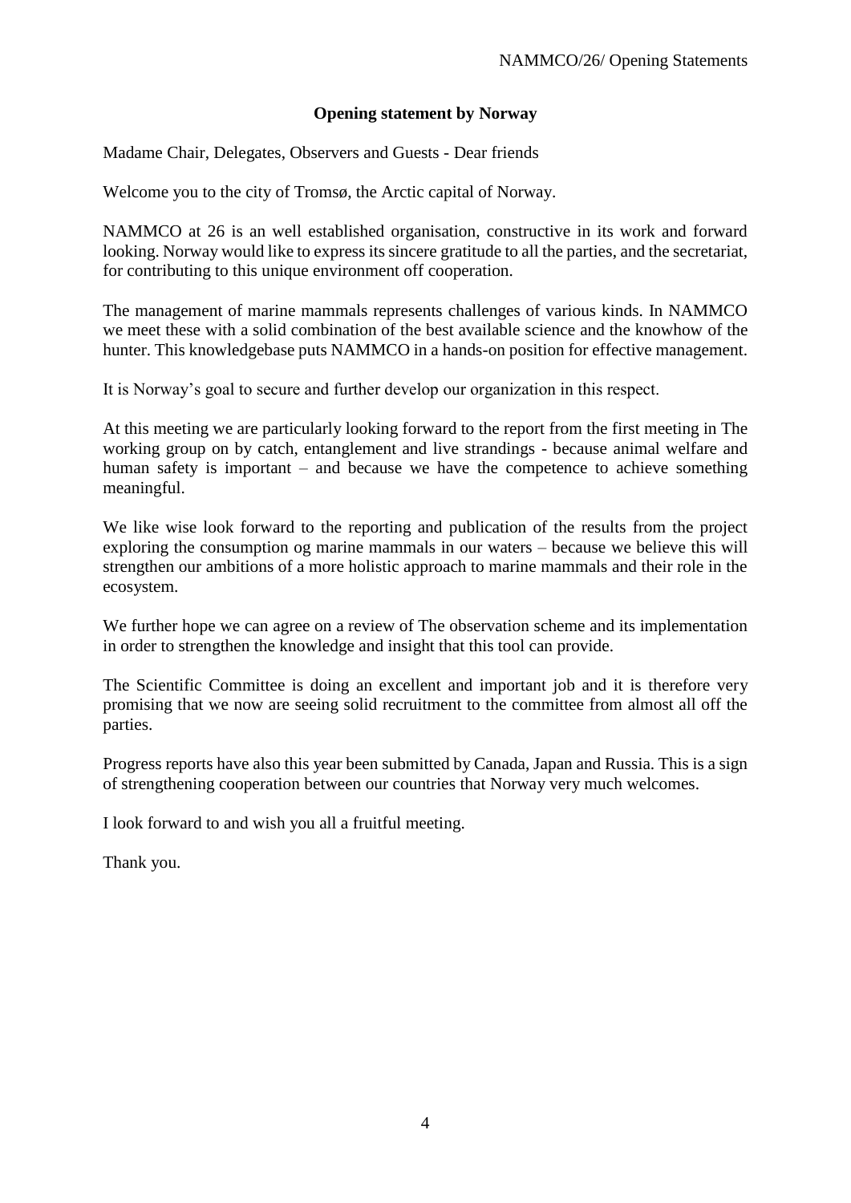## Opening statement by Norway

Madame Chair, Delegates, Observers and Guests - Dear friends

Welcome you to the city of Tromsø, the Arctic capital of Norway.

NAMMCO at 26 is an well established organisation, constructive in its work and forward looking. Norway would like to express its sincere gratitude to all the parties, and the secretariat, for contributing to this unique environment off cooperation.

The management of marine mammals represents challenges of various kinds. In NAMMCO we meet these with a solid combination of the best available science and the knowhow of the hunter. This knowledgebase puts NAMMCO in a hands-on position for effective management.

It is Norway's goal to secure and further develop our organization in this respect.

At this meeting we are particularly looking forward to the report from the first meeting in The working group on by catch, entanglement and live strandings - because animal welfare and human safety is important – and because we have the competence to achieve something meaningful.

We like wise look forward to the reporting and publication of the results from the project exploring the consumption og marine mammals in our waters – because we believe this will strengthen our ambitions of a more holistic approach to marine mammals and their role in the ecosystem.

We further hope we can agree on a review of The observation scheme and its implementation in order to strengthen the knowledge and insight that this tool can provide.

The Scientific Committee is doing an excellent and important job and it is therefore very promising that we now are seeing solid recruitment to the committee from almost all off the parties.

Progress reports have also this year been submitted by Canada, Japan and Russia. This is a sign of strengthening cooperation between our countries that Norway very much welcomes.

I look forward to and wish you all a fruitful meeting.

Thank you.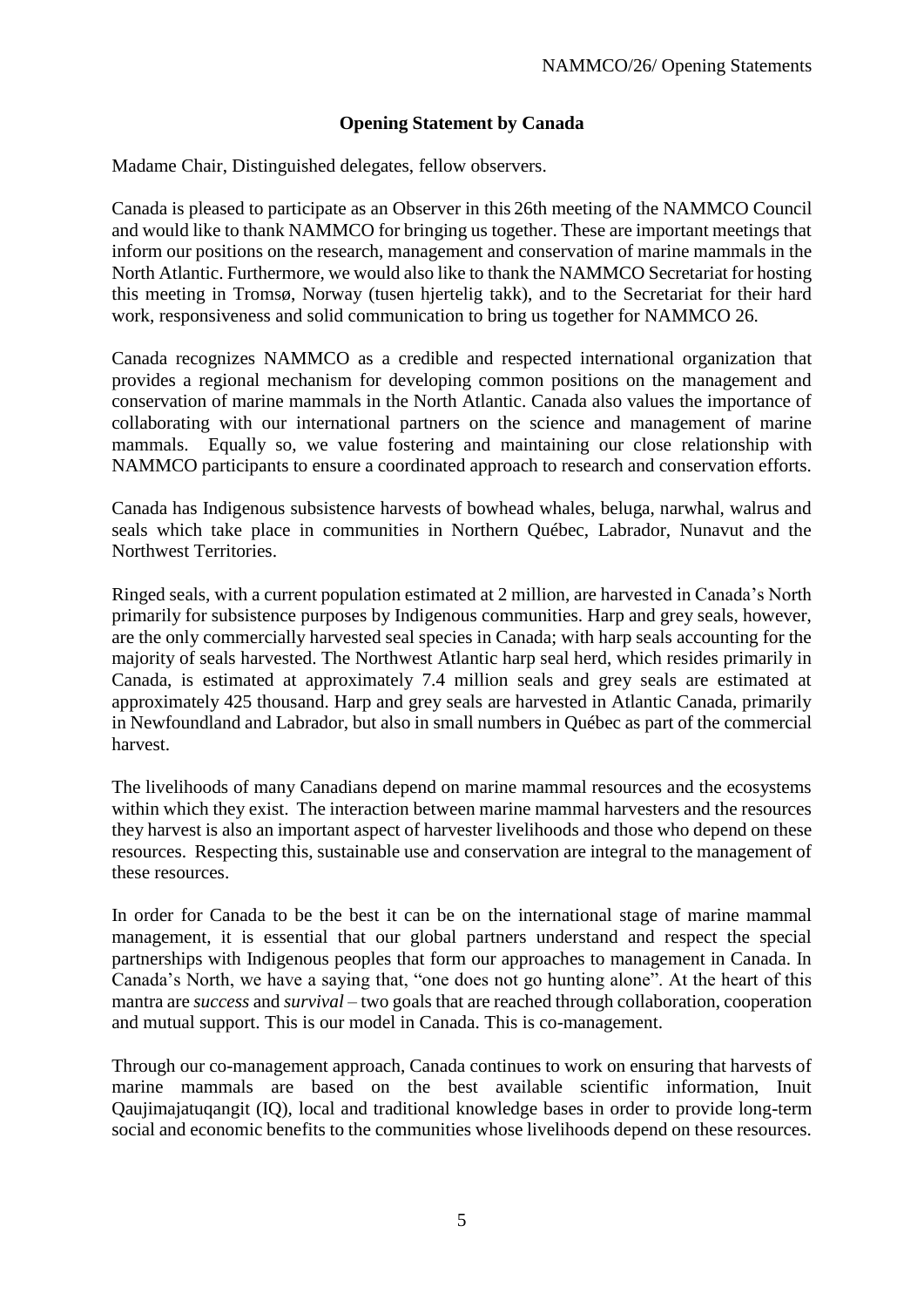## Opening Statement by Canada

Madame Chair, Distinguished delegates, fellow observers.

Canada is pleased to participate as an Observer in this 26th meeting of the NAMMCO Council and would like to thank NAMMCO for bringing us together. These are important meetings that inform our positions on the research, management and conservation of marine mammals in the North Atlantic. Furthermore, we would also like to thank the NAMMCO Secretariat for hosting this meeting in Tromsø, Norway (tusen hjertelig takk), and to the Secretariat for their hard work, responsiveness and solid communication to bring us together for NAMMCO 26.

Canada recognizes NAMMCO as a credible and respected international organization that provides a regional mechanism for developing common positions on the management and conservation of marine mammals in the North Atlantic. Canada also values the importance of collaborating with our international partners on the science and management of marine mammals. Equally so, we value fostering and maintaining our close relationship with NAMMCO participants to ensure a coordinated approach to research and conservation efforts.

Canada has Indigenous subsistence harvests of bowhead whales, beluga, narwhal, walrus and seals which take place in communities in Northern Québec, Labrador, Nunavut and the Northwest Territories.

Ringed seals, with a current population estimated at 2 million, are harvested in Canada's North primarily for subsistence purposes by Indigenous communities. Harp and grey seals, however, are the only commercially harvested seal species in Canada; with harp seals accounting for the majority of seals harvested. The Northwest Atlantic harp seal herd, which resides primarily in Canada, is estimated at approximately 7.4 million seals and grey seals are estimated at approximately 425 thousand. Harp and grey seals are harvested in Atlantic Canada, primarily in Newfoundland and Labrador, but also in small numbers in Québec as part of the commercial harvest.

The livelihoods of many Canadians depend on marine mammal resources and the ecosystems within which they exist. The interaction between marine mammal harvesters and the resources they harvest is also an important aspect of harvester livelihoods and those who depend on these resources. Respecting this, sustainable use and conservation are integral to the management of these resources.

In order for Canada to be the best it can be on the international stage of marine mammal management, it is essential that our global partners understand and respect the special partnerships with Indigenous peoples that form our approaches to management in Canada. In Canada's North, we have a saying that, "one does not go hunting alone". At the heart of this mantra are *success* and *survival* – two goals that are reached through collaboration, cooperation and mutual support. This is our model in Canada. This is co-management.

Through our co-management approach, Canada continues to work on ensuring that harvests of marine mammals are based on the best available scientific information, Inuit Qaujimajatuqangit (IQ), local and traditional knowledge bases in order to provide long-term social and economic benefits to the communities whose livelihoods depend on these resources.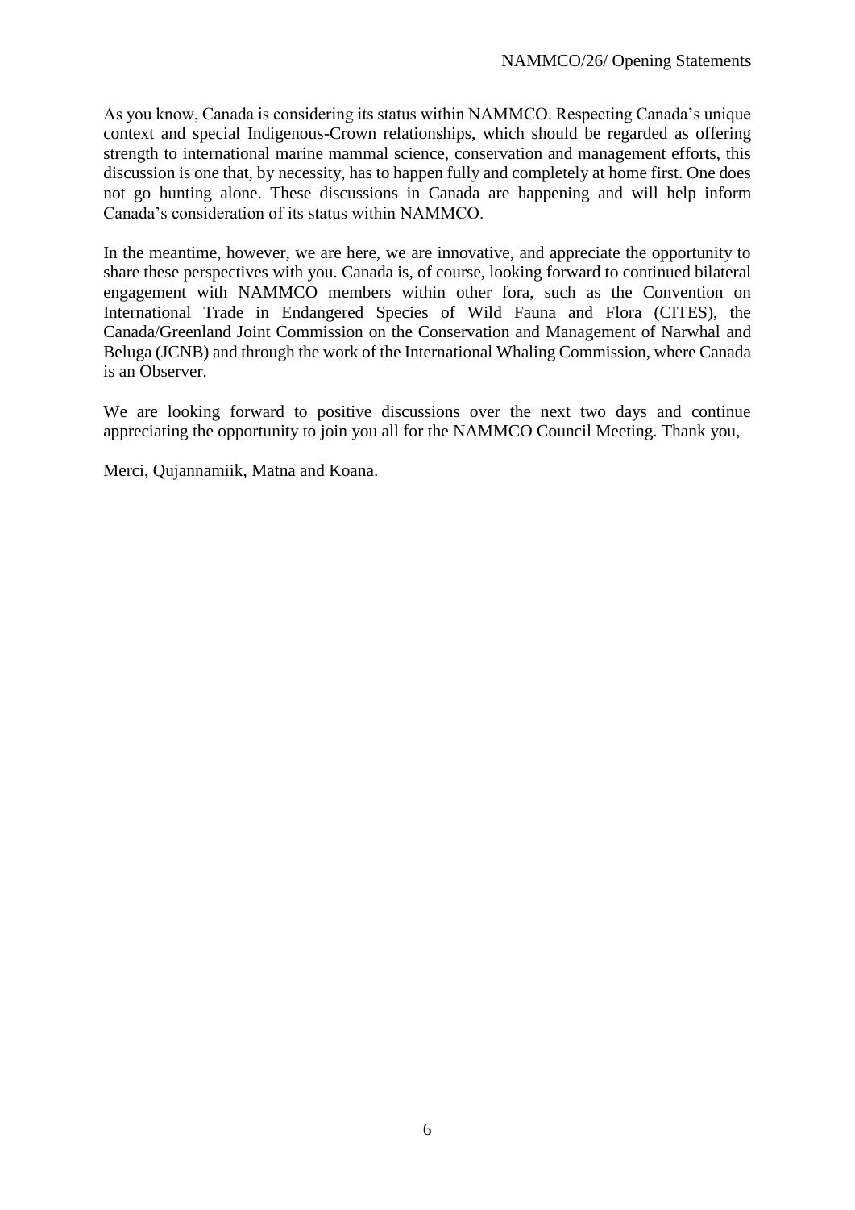As you know, Canada is considering its status within NAMMCO. Respecting Canada's unique context and special Indigenous-Crown relationships, which should be regarded as offering strength to international marine mammal science, conservation and management efforts, this discussion is one that, by necessity, has to happen fully and completely at home first. One does not go hunting alone. These discussions in Canada are happening and will help inform Canada's consideration of its status within NAMMCO.

In the meantime, however, we are here, we are innovative, and appreciate the opportunity to share these perspectives with you. Canada is, of course, looking forward to continued bilateral engagement with NAMMCO members within other fora, such as the Convention on International Trade in Endangered Species of Wild Fauna and Flora (CITES), the Canada/Greenland Joint Commission on the Conservation and Management of Narwhal and Beluga (JCNB) and through the work of the International Whaling Commission, where Canada is an Observer.

We are looking forward to positive discussions over the next two days and continue appreciating the opportunity to join you all for the NAMMCO Council Meeting. Thank you,

Merci, Qujannamiik, Matna and Koana.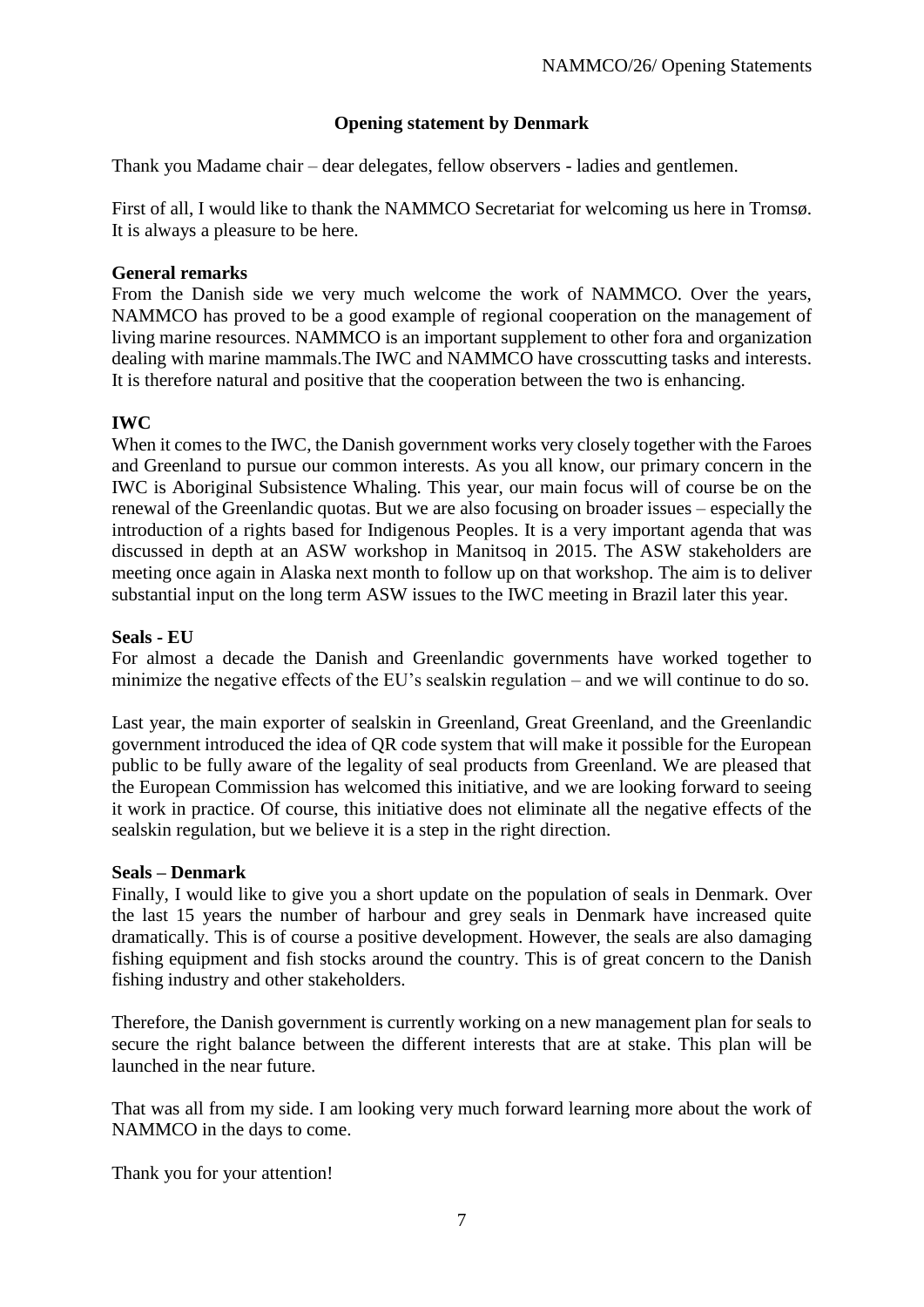## Opening statement by Denmark

Thank you Madame chair – dear delegates, fellow observers - ladies and gentlemen.

First of all, I would like to thank the NAMMCO Secretariat for welcoming us here in Tromsø. It is always a pleasure to be here.

### General remarks

From the Danish side we very much welcome the work of NAMMCO. Over the years, NAMMCO has proved to be a good example of regional cooperation on the management of living marine resources. NAMMCO is an important supplement to other fora and organization dealing with marine mammals.The IWC and NAMMCO have crosscutting tasks and interests. It is therefore natural and positive that the cooperation between the two is enhancing.

### IWC

When it comes to the IWC, the Danish government works very closely together with the Faroes and Greenland to pursue our common interests. As you all know, our primary concern in the IWC is Aboriginal Subsistence Whaling. This year, our main focus will of course be on the renewal of the Greenlandic quotas. But we are also focusing on broader issues – especially the introduction of a rights based for Indigenous Peoples. It is a very important agenda that was discussed in depth at an ASW workshop in Manitsoq in 2015. The ASW stakeholders are meeting once again in Alaska next month to follow up on that workshop. The aim is to deliver substantial input on the long term ASW issues to the IWC meeting in Brazil later this year.

### Seals - EU

For almost a decade the Danish and Greenlandic governments have worked together to minimize the negative effects of the EU's sealskin regulation – and we will continue to do so.

Last year, the main exporter of sealskin in Greenland, Great Greenland, and the Greenlandic government introduced the idea of QR code system that will make it possible for the European public to be fully aware of the legality of seal products from Greenland. We are pleased that the European Commission has welcomed this initiative, and we are looking forward to seeing it work in practice. Of course, this initiative does not eliminate all the negative effects of the sealskin regulation, but we believe it is a step in the right direction.

### Seals – Denmark

Finally, I would like to give you a short update on the population of seals in Denmark. Over the last 15 years the number of harbour and grey seals in Denmark have increased quite dramatically. This is of course a positive development. However, the seals are also damaging fishing equipment and fish stocks around the country. This is of great concern to the Danish fishing industry and other stakeholders.

Therefore, the Danish government is currently working on a new management plan for seals to secure the right balance between the different interests that are at stake. This plan will be launched in the near future.

That was all from my side. I am looking very much forward learning more about the work of NAMMCO in the days to come.

Thank you for your attention!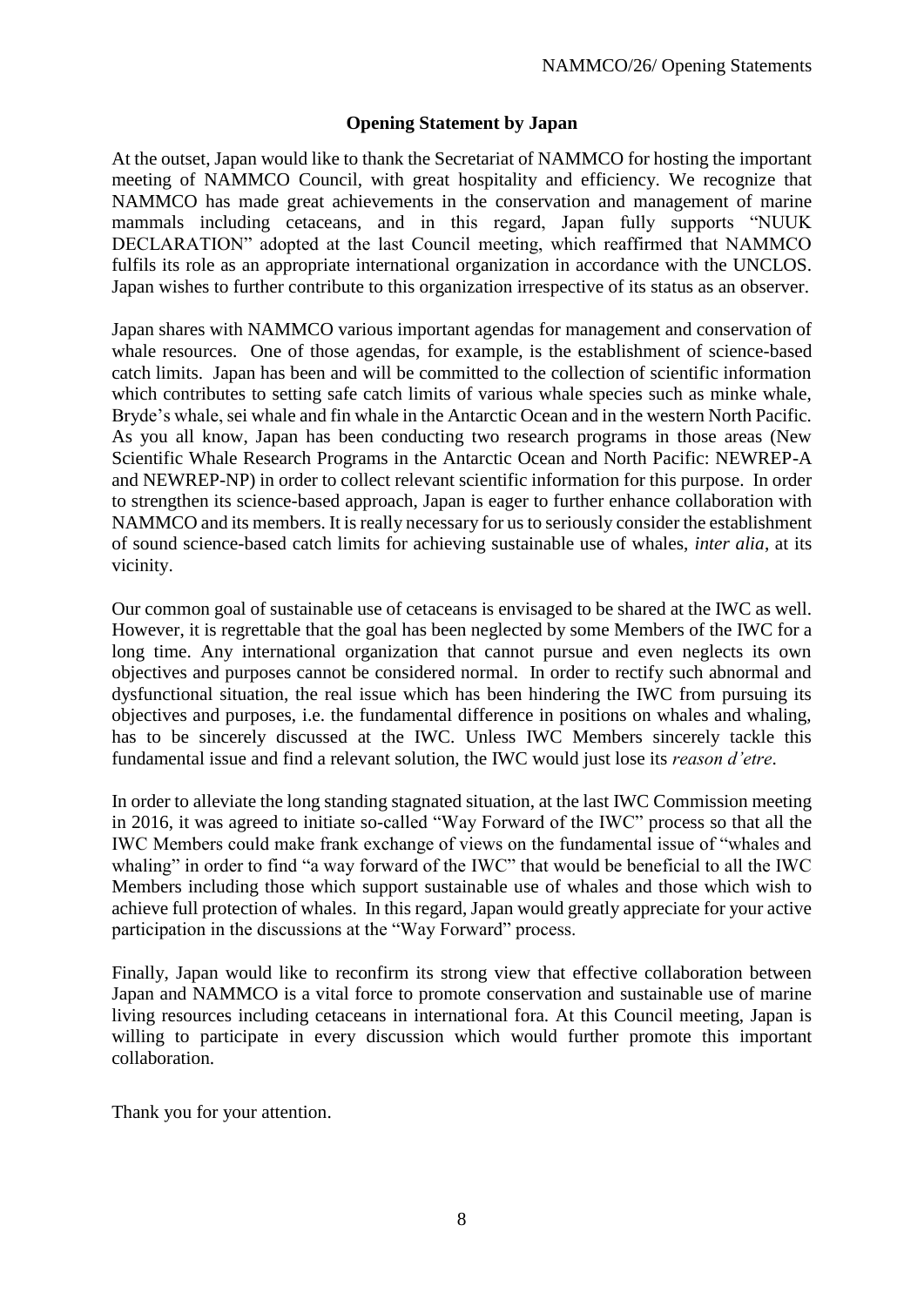**Opening Statement by Japan**

At the outset, Japan would like to thank the Secretariat of NAMMCO for hosting the important meeting of NAMMCO Council, with great hospitality and efficiency. We recognize that NAMMCO has made great achievements in the conservation and management of marine mammals including cetaceans, and in this regard, Japan fully supports "NUUK DECLARATION" adopted at the last Council meeting, which reaffirmed that NAMMCO fulfils its role as an appropriate international organization in accordance with the UNCLOS. Japan wishes to further contribute to this organization irrespective of its status as an observer.

Japan shares with NAMMCO various important agendas for management and conservation of whale resources. One of those agendas, for example, is the establishment of science-based catch limits. Japan has been and will be committed to the collection of scientific information which contributes to setting safe catch limits of various whale species such as minke whale, Bryde's whale, sei whale and fin whale in the Antarctic Ocean and in the western North Pacific. As you all know, Japan has been conducting two research programs in those areas (New Scientific Whale Research Programs in the Antarctic Ocean and North Pacific: NEWREP-A and NEWREP-NP) in order to collect relevant scientific information for this purpose. In order to strengthen its science-based approach, Japan is eager to further enhance collaboration with NAMMCO and its members. It is really necessary for us to seriously consider the establishment of sound science-based catch limits for achieving sustainable use of whales, *inter alia*, at its vicinity.

Our common goal of sustainable use of cetaceans is envisaged to be shared at the IWC as well. However, it is regrettable that the goal has been neglected by some Members of the IWC for a long time. Any international organization that cannot pursue and even neglects its own objectives and purposes cannot be considered normal. In order to rectify such abnormal and dysfunctional situation, the real issue which has been hindering the IWC from pursuing its objectives and purposes, i.e. the fundamental difference in positions on whales and whaling, has to be sincerely discussed at the IWC. Unless IWC Members sincerely tackle this fundamental issue and find a relevant solution, the IWC would just lose its *reason d'etre*.

In order to alleviate the long standing stagnated situation, at the last IWC Commission meeting in 2016, it was agreed to initiate so-called "Way Forward of the IWC" process so that all the IWC Members could make frank exchange of views on the fundamental issue of "whales and whaling" in order to find "a way forward of the IWC" that would be beneficial to all the IWC Members including those which support sustainable use of whales and those which wish to achieve full protection of whales. In this regard, Japan would greatly appreciate for your active participation in the discussions at the "Way Forward" process.

Finally, Japan would like to reconfirm its strong view that effective collaboration between Japan and NAMMCO is a vital force to promote conservation and sustainable use of marine living resources including cetaceans in international fora. At this Council meeting, Japan is willing to participate in every discussion which would further promote this important collaboration.

Thank you for your attention.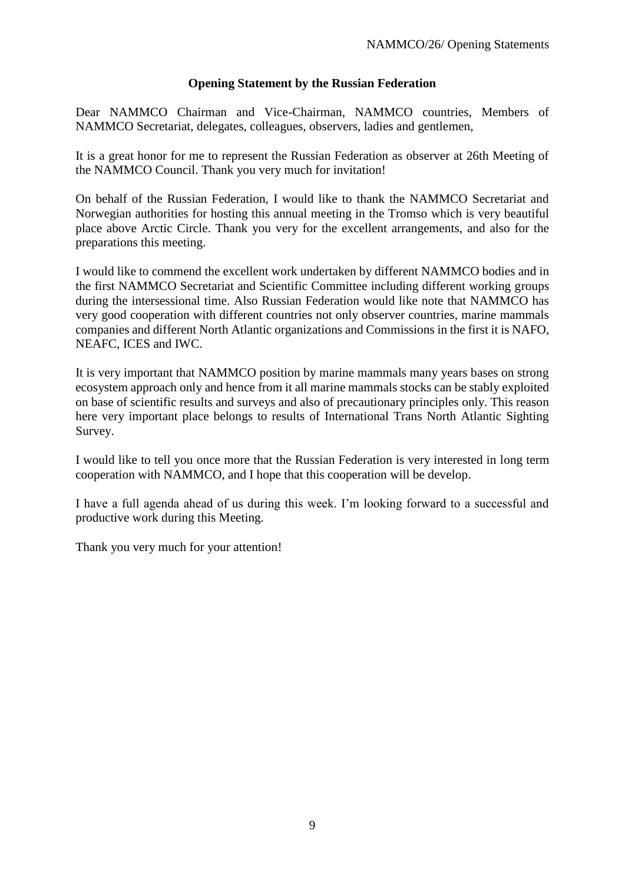**Opening Statement by the Russian Federation**

Dear NAMMCO Chairman and Vice-Chairman, NAMMCO countries, Members of NAMMCO Secretariat, delegates, colleagues, observers, ladies and gentlemen,

It is a great honor for me to represent the Russian Federation as observer at 26th Meeting of the NAMMCO Council. Thank you very much for invitation!

On behalf of the Russian Federation, I would like to thank the NAMMCO Secretariat and Norwegian authorities for hosting this annual meeting in the Tromso which is very beautiful place above Arctic Circle. Thank you very for the excellent arrangements, and also for the preparations this meeting.

I would like to commend the excellent work undertaken by different NAMMCO bodies and in the first NAMMCO Secretariat and Scientific Committee including different working groups during the intersessional time. Also Russian Federation would like note that NAMMCO has very good cooperation with different countries not only observer countries, marine mammals companies and different North Atlantic organizations and Commissions in the first it is NAFO, NEAFC, ICES and IWC.

It is very important that NAMMCO position by marine mammals many years bases on strong ecosystem approach only and hence from it all marine mammals stocks can be stably exploited on base of scientific results and surveys and also of precautionary principles only. This reason here very important place belongs to results of International Trans North Atlantic Sighting Survey.

I would like to tell you once more that the Russian Federation is very interested in long term cooperation with NAMMCO, and I hope that this cooperation will be develop.

I have a full agenda ahead of us during this week. I'm looking forward to a successful and productive work during this Meeting.

Thank you very much for your attention!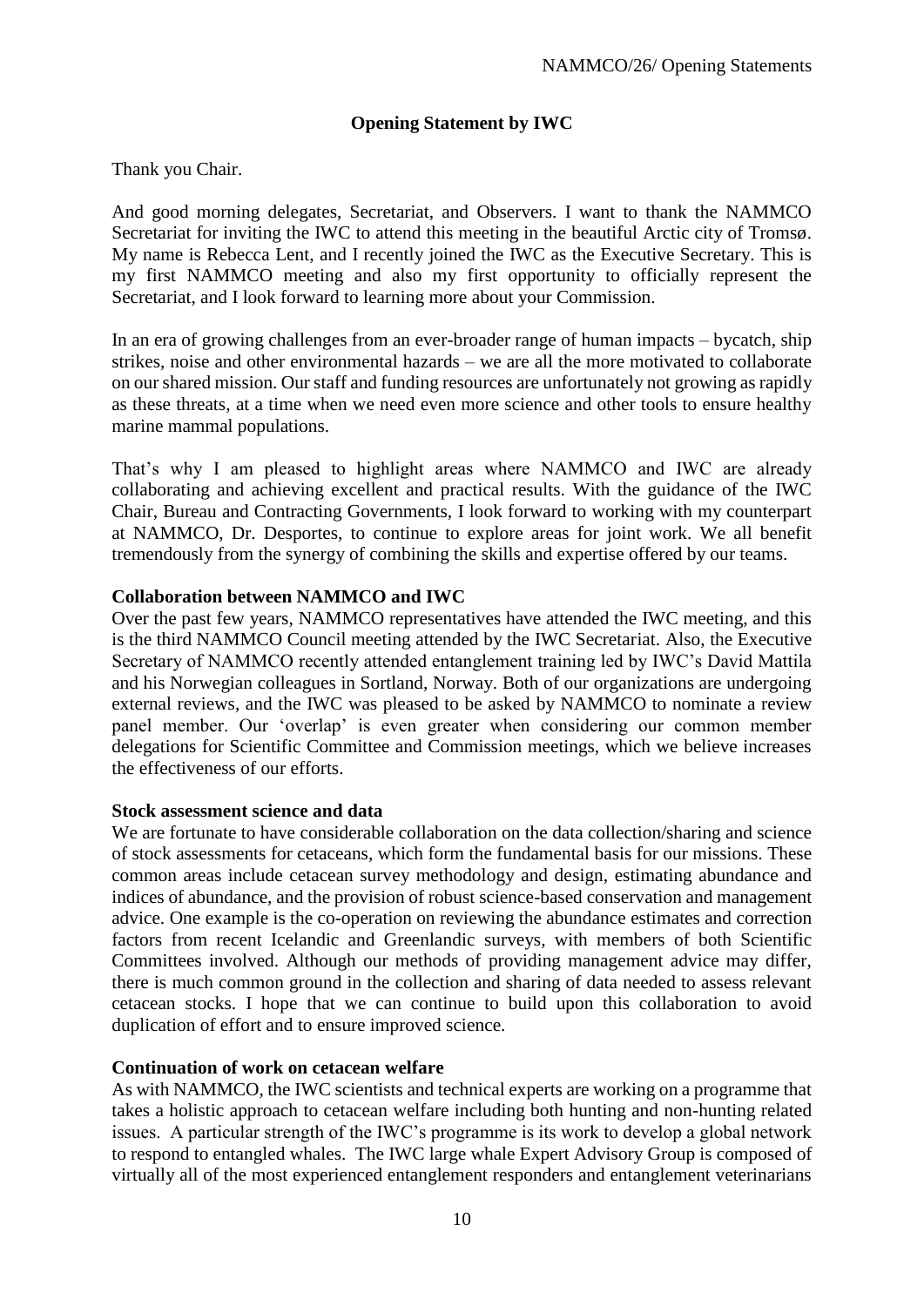## Opening Statement by IWC

Thank you Chair.

And good morning delegates, Secretariat, and Observers. I want to thank the NAMMCO Secretariat for inviting the IWC to attend this meeting in the beautiful Arctic city of Tromsø. My name is Rebecca Lent, and I recently joined the IWC as the Executive Secretary. This is my first NAMMCO meeting and also my first opportunity to officially represent the Secretariat, and I look forward to learning more about your Commission.

In an era of growing challenges from an ever-broader range of human impacts – bycatch, ship strikes, noise and other environmental hazards – we are all the more motivated to collaborate on our shared mission. Our staff and funding resources are unfortunately not growing as rapidly as these threats, at a time when we need even more science and other tools to ensure healthy marine mammal populations.

That's why I am pleased to highlight areas where NAMMCO and IWC are already collaborating and achieving excellent and practical results. With the guidance of the IWC Chair, Bureau and Contracting Governments, I look forward to working with my counterpart at NAMMCO, Dr. Desportes, to continue to explore areas for joint work. We all benefit tremendously from the synergy of combining the skills and expertise offered by our teams.

**Collaboration between NAMMCO and IWC**

Over the past few years, NAMMCO representatives have attended the IWC meeting, and this is the third NAMMCO Council meeting attended by the IWC Secretariat. Also, the Executive Secretary of NAMMCO recently attended entanglement training led by IWC's David Mattila and his Norwegian colleagues in Sortland, Norway. Both of our organizations are undergoing external reviews, and the IWC was pleased to be asked by NAMMCO to nominate a review panel member. Our 'overlap' is even greater when considering our common member delegations for Scientific Committee and Commission meetings, which we believe increases the effectiveness of our efforts.

**Stock assessment science and data**

We are fortunate to have considerable collaboration on the data collection/sharing and science of stock assessments for cetaceans, which form the fundamental basis for our missions. These common areas include cetacean survey methodology and design, estimating abundance and indices of abundance, and the provision of robust science-based conservation and management advice. One example is the co-operation on reviewing the abundance estimates and correction factors from recent Icelandic and Greenlandic surveys, with members of both Scientific Committees involved. Although our methods of providing management advice may differ, there is much common ground in the collection and sharing of data needed to assess relevant cetacean stocks. I hope that we can continue to build upon this collaboration to avoid duplication of effort and to ensure improved science.

**Continuation of work on cetacean welfare**

As with NAMMCO, the IWC scientists and technical experts are working on a programme that takes a holistic approach to cetacean welfare including both hunting and non-hunting related issues. A particular strength of the IWC's programme is its work to develop a global network to respond to entangled whales. The IWC large whale Expert Advisory Group is composed of virtually all of the most experienced entanglement responders and entanglement veterinarians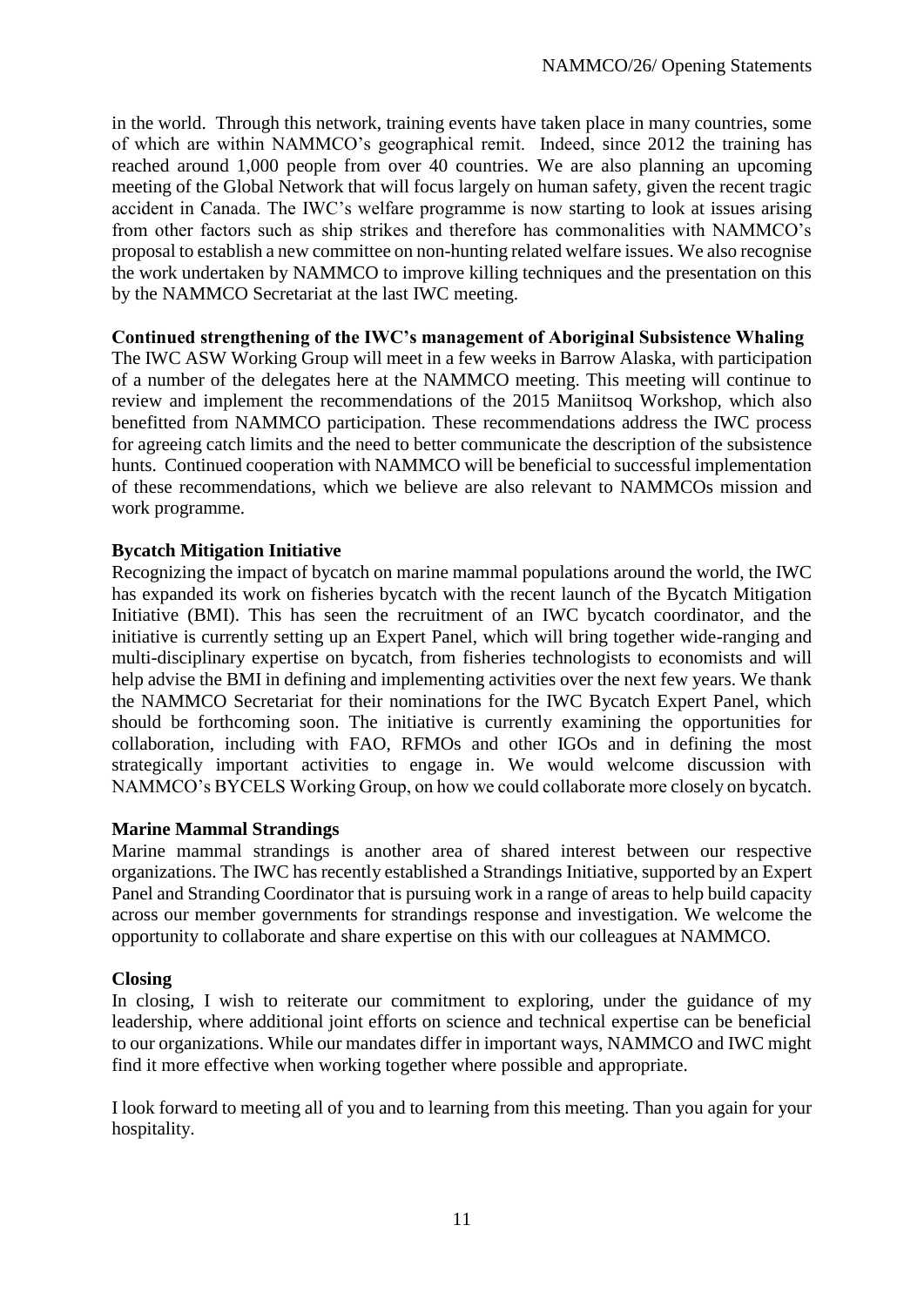in the world. Through this network, training events have taken place in many countries, some of which are within NAMMCO's geographical remit. Indeed, since 2012 the training has reached around 1,000 people from over 40 countries. We are also planning an upcoming meeting of the Global Network that will focus largely on human safety, given the recent tragic accident in Canada. The IWC's welfare programme is now starting to look at issues arising from other factors such as ship strikes and therefore has commonalities with NAMMCO's proposal to establish a new committee on non-hunting related welfare issues. We also recognise the work undertaken by NAMMCO to improve killing techniques and the presentation on this by the NAMMCO Secretariat at the last IWC meeting.

**Continued strengthening of the IWC's management of Aboriginal Subsistence Whaling**

The IWC ASW Working Group will meet in a few weeks in Barrow Alaska, with participation of a number of the delegates here at the NAMMCO meeting. This meeting will continue to review and implement the recommendations of the 2015 Maniitsoq Workshop, which also benefitted from NAMMCO participation. These recommendations address the IWC process for agreeing catch limits and the need to better communicate the description of the subsistence hunts. Continued cooperation with NAMMCO will be beneficial to successful implementation of these recommendations, which we believe are also relevant to NAMMCOs mission and work programme.

**Bycatch Mitigation Initiative**

Recognizing the impact of bycatch on marine mammal populations around the world, the IWC has expanded its work on fisheries bycatch with the recent launch of the Bycatch Mitigation Initiative (BMI). This has seen the recruitment of an IWC bycatch coordinator, and the initiative is currently setting up an Expert Panel, which will bring together wide-ranging and multi-disciplinary expertise on bycatch, from fisheries technologists to economists and will help advise the BMI in defining and implementing activities over the next few years. We thank the NAMMCO Secretariat for their nominations for the IWC Bycatch Expert Panel, which should be forthcoming soon. The initiative is currently examining the opportunities for collaboration, including with FAO, RFMOs and other IGOs and in defining the most strategically important activities to engage in. We would welcome discussion with NAMMCO's BYCELS Working Group, on how we could collaborate more closely on bycatch.

**Marine Mammal Strandings**

Marine mammal strandings is another area of shared interest between our respective organizations. The IWC has recently established a Strandings Initiative, supported by an Expert Panel and Stranding Coordinator that is pursuing work in a range of areas to help build capacity across our member governments for strandings response and investigation. We welcome the opportunity to collaborate and share expertise on this with our colleagues at NAMMCO.

**Closing**

In closing, I wish to reiterate our commitment to exploring, under the guidance of my leadership, where additional joint efforts on science and technical expertise can be beneficial to our organizations. While our mandates differ in important ways, NAMMCO and IWC might find it more effective when working together where possible and appropriate.

I look forward to meeting all of you and to learning from this meeting. Than you again for your hospitality.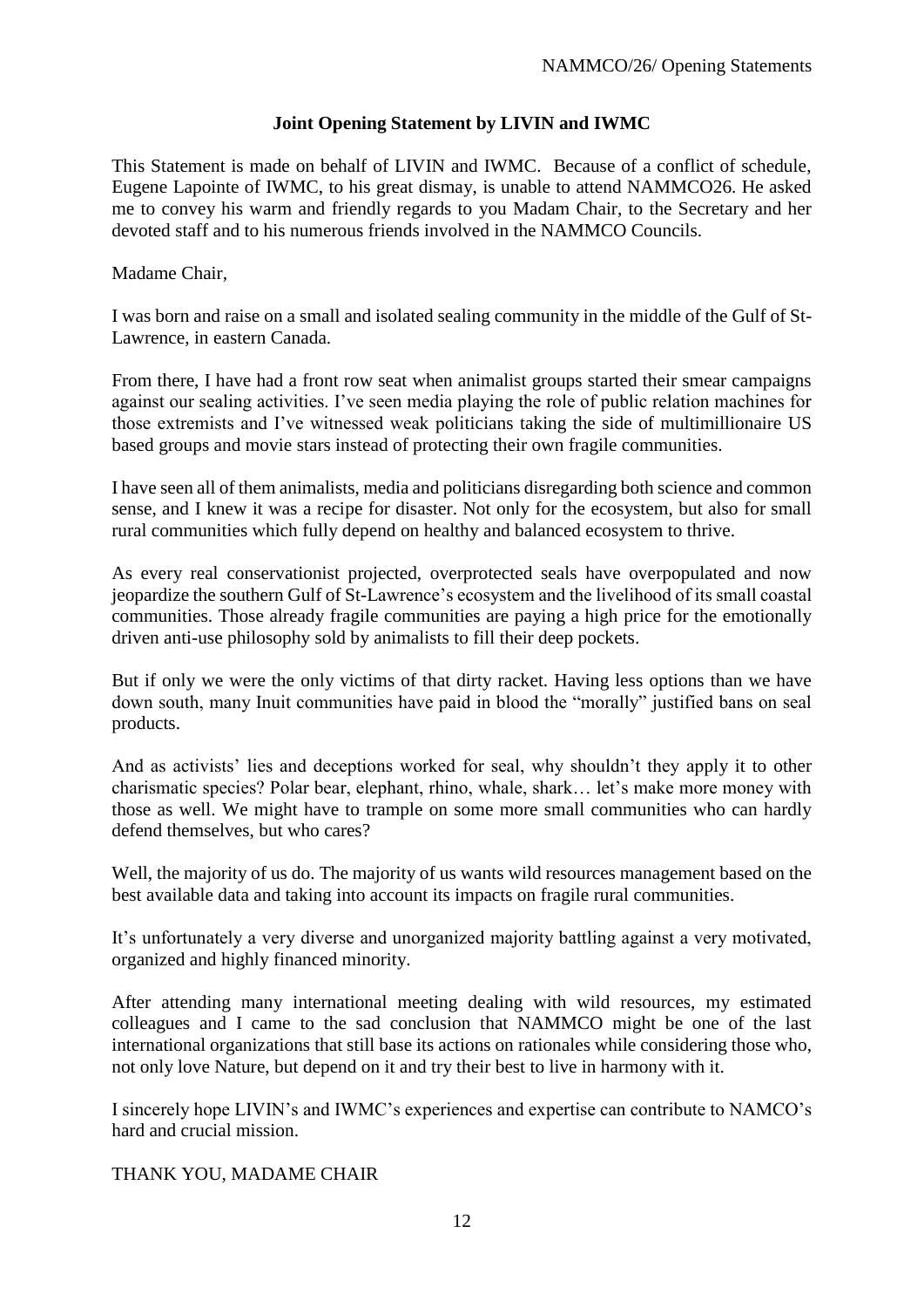**Joint Opening Statement by LIVIN and IWMC**

This Statement is made on behalf of LIVIN and IWMC. Because of a conflict of schedule, Eugene Lapointe of IWMC, to his great dismay, is unable to attend NAMMCO26. He asked me to convey his warm and friendly regards to you Madam Chair, to the Secretary and her devoted staff and to his numerous friends involved in the NAMMCO Councils.

Madame Chair,

I was born and raise on a small and isolated sealing community in the middle of the Gulf of St-Lawrence, in eastern Canada.

From there, I have had a front row seat when animalist groups started their smear campaigns against our sealing activities. I've seen media playing the role of public relation machines for those extremists and I've witnessed weak politicians taking the side of multimillionaire US based groups and movie stars instead of protecting their own fragile communities.

I have seen all of them animalists, media and politicians disregarding both science and common sense, and I knew it was a recipe for disaster. Not only for the ecosystem, but also for small rural communities which fully depend on healthy and balanced ecosystem to thrive.

As every real conservationist projected, overprotected seals have overpopulated and now jeopardize the southern Gulf of St-Lawrence's ecosystem and the livelihood of its small coastal communities. Those already fragile communities are paying a high price for the emotionally driven anti-use philosophy sold by animalists to fill their deep pockets.

But if only we were the only victims of that dirty racket. Having less options than we have down south, many Inuit communities have paid in blood the "morally" justified bans on seal products.

And as activists' lies and deceptions worked for seal, why shouldn't they apply it to other charismatic species? Polar bear, elephant, rhino, whale, shark… let's make more money with those as well. We might have to trample on some more small communities who can hardly defend themselves, but who cares?

Well, the majority of us do. The majority of us wants wild resources management based on the best available data and taking into account its impacts on fragile rural communities.

It's unfortunately a very diverse and unorganized majority battling against a very motivated, organized and highly financed minority.

After attending many international meeting dealing with wild resources, my estimated colleagues and I came to the sad conclusion that NAMMCO might be one of the last international organizations that still base its actions on rationales while considering those who, not only love Nature, but depend on it and try their best to live in harmony with it.

I sincerely hope LIVIN's and IWMC's experiences and expertise can contribute to NAMCO's hard and crucial mission.

THANK YOU, MADAME CHAIR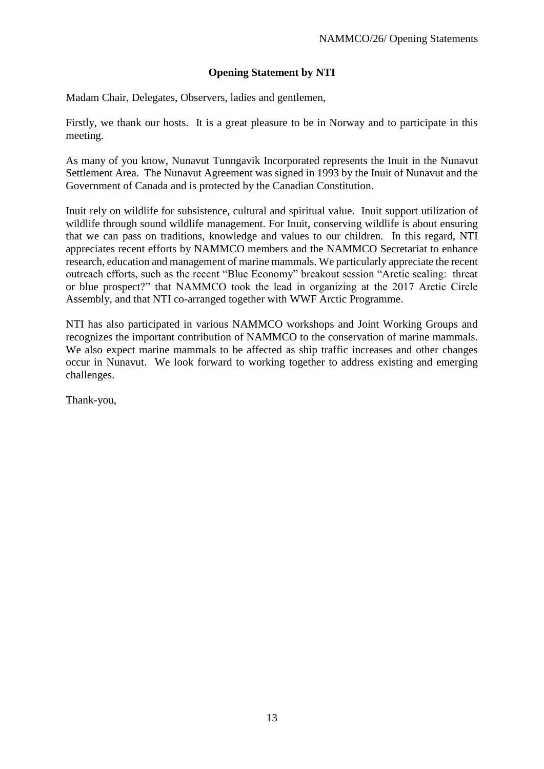## Opening Statement by NTI

Madam Chair, Delegates, Observers, ladies and gentlemen,

Firstly, we thank our hosts. It is a great pleasure to be in Norway and to participate in this meeting.

As many of you know, Nunavut Tunngavik Incorporated represents the Inuit in the Nunavut Settlement Area. The Nunavut Agreement was signed in 1993 by the Inuit of Nunavut and the Government of Canada and is protected by the Canadian Constitution.

Inuit rely on wildlife for subsistence, cultural and spiritual value. Inuit support utilization of wildlife through sound wildlife management. For Inuit, conserving wildlife is about ensuring that we can pass on traditions, knowledge and values to our children. In this regard, NTI appreciates recent efforts by NAMMCO members and the NAMMCO Secretariat to enhance research, education and management of marine mammals. We particularly appreciate the recent outreach efforts, such as the recent "Blue Economy" breakout session "Arctic sealing: threat or blue prospect?" that NAMMCO took the lead in organizing at the 2017 Arctic Circle Assembly, and that NTI co-arranged together with WWF Arctic Programme.

NTI has also participated in various NAMMCO workshops and Joint Working Groups and recognizes the important contribution of NAMMCO to the conservation of marine mammals. We also expect marine mammals to be affected as ship traffic increases and other changes occur in Nunavut. We look forward to working together to address existing and emerging challenges.

Thank-you,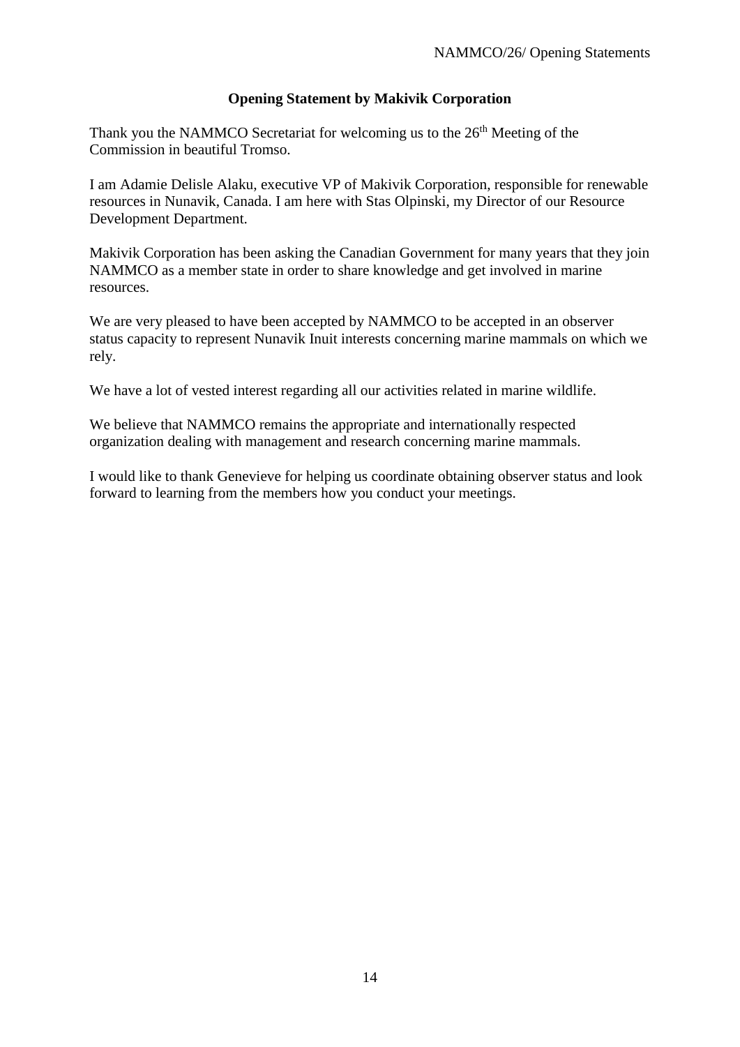# Opening Statement by Makivik Corporation

Thank you the NAMMCO Secretariat for welcoming us to the 26th Meeting of the Commission in beautiful Tromso.

I am Adamie Delisle Alaku, executive VP of Makivik Corporation, responsible for renewable resources in Nunavik, Canada. I am here with Stas Olpinski, my Director of our Resource Development Department.

Makivik Corporation has been asking the Canadian Government for many years that they join NAMMCO as a member state in order to share knowledge and get involved in marine resources.

We are very pleased to have been accepted by NAMMCO to be accepted in an observer status capacity to represent Nunavik Inuit interests concerning marine mammals on which we rely.

We have a lot of vested interest regarding all our activities related in marine wildlife.

We believe that NAMMCO remains the appropriate and internationally respected organization dealing with management and research concerning marine mammals.

I would like to thank Genevieve for helping us coordinate obtaining observer status and look forward to learning from the members how you conduct your meetings.